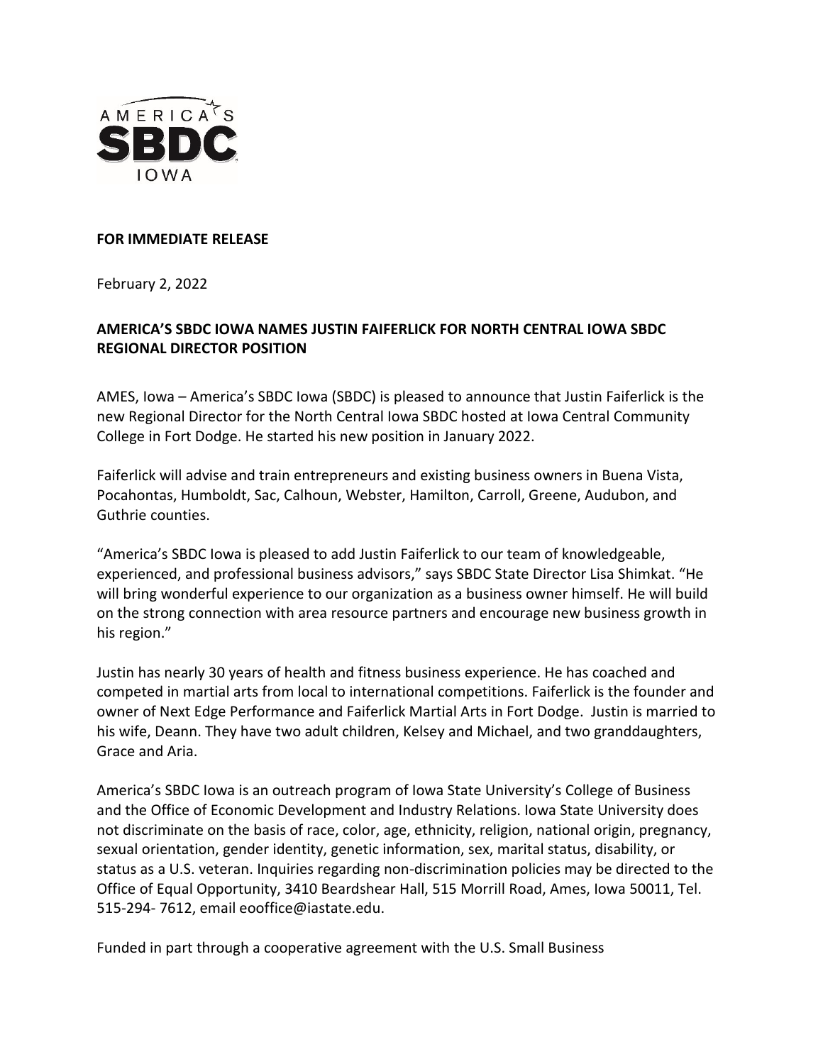AMERICA'S SBDC IOWA

**FOR IMMEDIATE RELEASE**

February 2, 2022

**AMERICA'S SBDC IOWA NAMES JUSTIN FAIFERLICK FOR NORTH CENTRAL IOWA SBDC REGIONAL DIRECTOR POSITION**

AMES, Iowa – America's SBDC Iowa (SBDC) is pleased to announce that Justin Faiferlick is the new Regional Director for the North Central Iowa SBDC hosted at Iowa Central Community College in Fort Dodge. He started his new position in January 2022.

Faiferlick will advise and train entrepreneurs and existing business owners in Buena Vista, Pocahontas, Humboldt, Sac, Calhoun, Webster, Hamilton, Carroll, Greene, Audubon, and Guthrie counties.

"America's SBDC Iowa is pleased to add Justin Faiferlick to our team of knowledgeable, experienced, and professional business advisors," says SBDC State Director Lisa Shimkat. "He will bring wonderful experience to our organization as a business owner himself. He will build on the strong connection with area resource partners and encourage new business growth in his region."

Justin has nearly 30 years of health and fitness business experience. He has coached and competed in martial arts from local to international competitions. Faiferlick is the founder and owner of Next Edge Performance and Faiferlick Martial Arts in Fort Dodge. Justin is married to his wife, Deann. They have two adult children, Kelsey and Michael, and two granddaughters, Grace and Aria.

America's SBDC Iowa is an outreach program of Iowa State University's College of Business and the Office of Economic Development and Industry Relations. Iowa State University does not discriminate on the basis of race, color, age, ethnicity, religion, national origin, pregnancy, sexual orientation, gender identity, genetic information, sex, marital status, disability, or status as a U.S. veteran. Inquiries regarding non-discrimination policies may be directed to the Office of Equal Opportunity, 3410 Beardshear Hall, 515 Morrill Road, Ames, Iowa 50011, Tel. 515-294- 7612, email eooffice@iastate.edu.

Funded in part through a cooperative agreement with the U.S. Small Business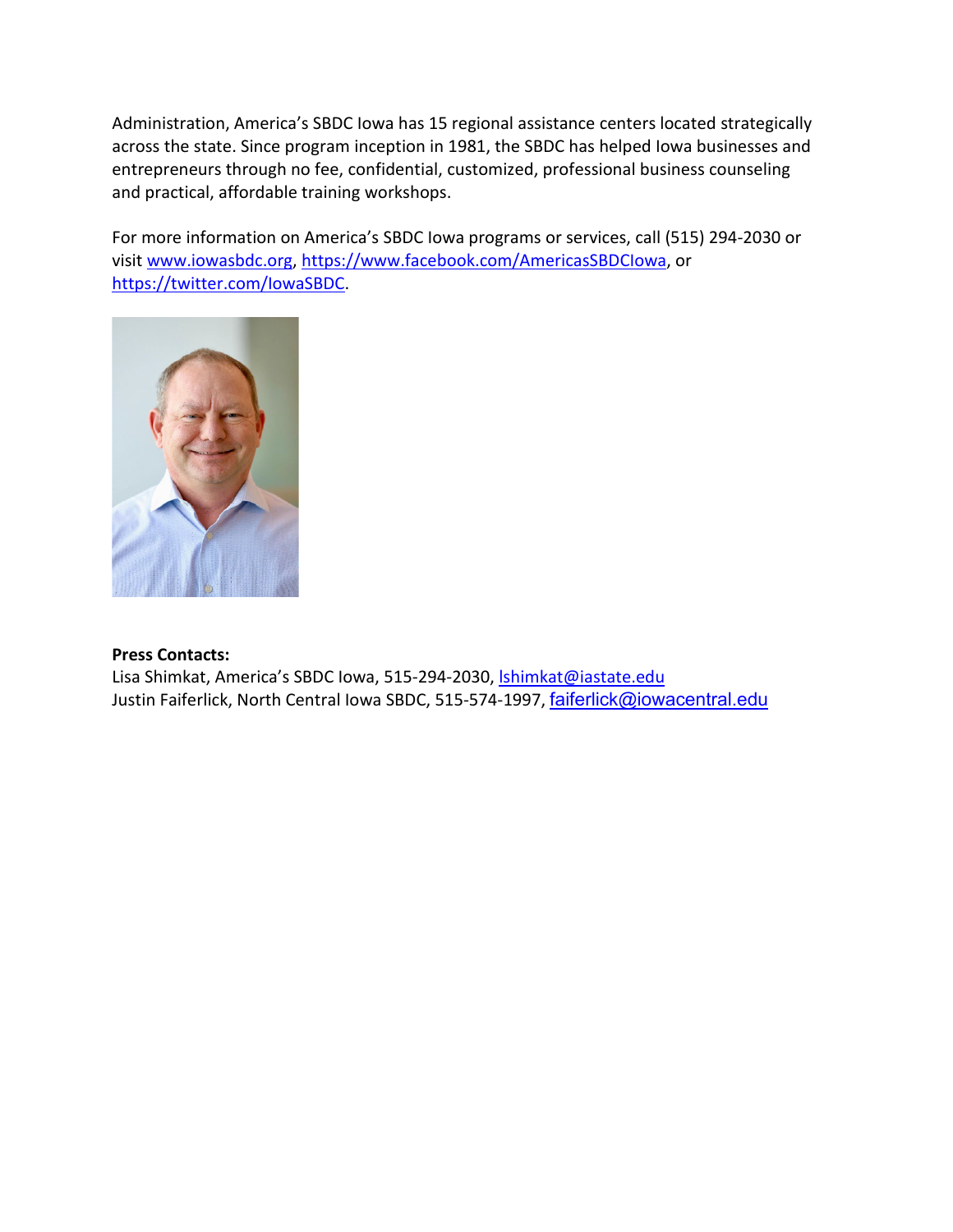Administration, America's SBDC Iowa has 15 regional assistance centers located strategically across the state. Since program inception in 1981, the SBDC has helped Iowa businesses and entrepreneurs through no fee, confidential, customized, professional business counseling and practical, affordable training workshops.

For more information on America's SBDC Iowa programs or services, call (515) 294-2030 or visit www.iowasbdc.org, https://www.facebook.com/AmericasSBDCIowa, or https://twitter.com/IowaSBDC.

**Press Contacts:**
Lisa Shimkat, America's SBDC Iowa, 515-294-2030, lshimkat@iastate.edu
Justin Faiferlick, North Central Iowa SBDC, 515-574-1997, faiferlick@iowacentral.edu